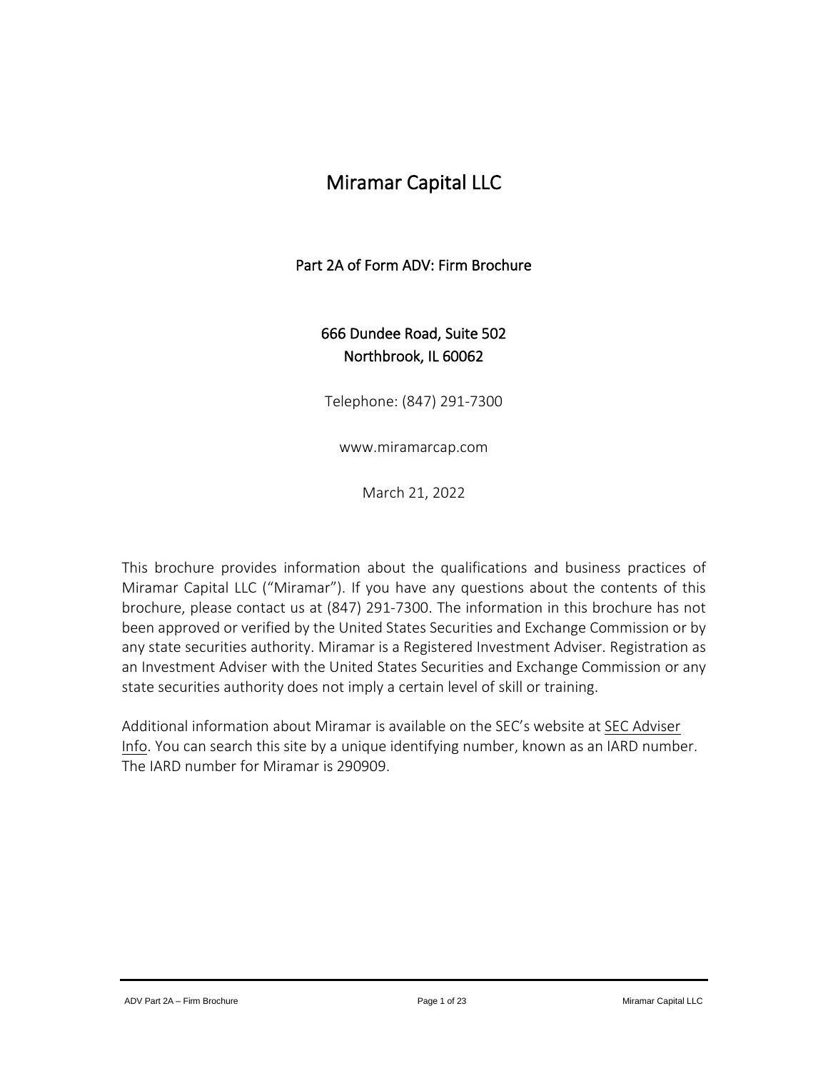# Miramar Capital LLC

## Part 2A of Form ADV: Firm Brochure

666 Dundee Road, Suite 502
Northbrook, IL 60062

Telephone: (847) 291-7300

www.miramarcap.com

March 21, 2022

This brochure provides information about the qualifications and business practices of Miramar Capital LLC ("Miramar"). If you have any questions about the contents of this brochure, please contact us at (847) 291-7300. The information in this brochure has not been approved or verified by the United States Securities and Exchange Commission or by any state securities authority. Miramar is a Registered Investment Adviser. Registration as an Investment Adviser with the United States Securities and Exchange Commission or any state securities authority does not imply a certain level of skill or training.

Additional information about Miramar is available on the SEC's website at SEC Adviser Info. You can search this site by a unique identifying number, known as an IARD number. The IARD number for Miramar is 290909.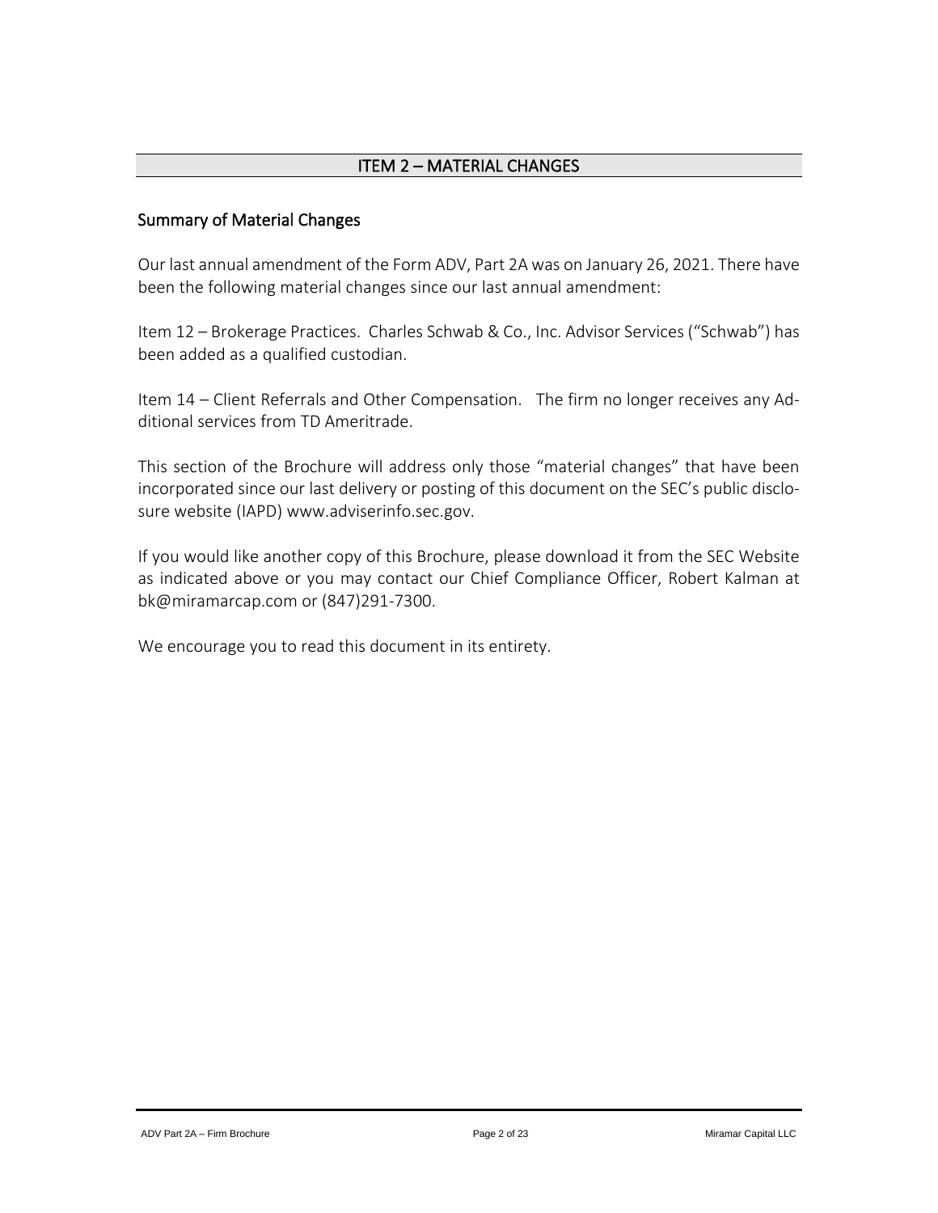## ITEM 2 – MATERIAL CHANGES

### Summary of Material Changes

Our last annual amendment of the Form ADV, Part 2A was on January 26, 2021. There have been the following material changes since our last annual amendment:

Item 12 – Brokerage Practices. Charles Schwab & Co., Inc. Advisor Services ("Schwab") has been added as a qualified custodian.

Item 14 – Client Referrals and Other Compensation. The firm no longer receives any Additional services from TD Ameritrade.

This section of the Brochure will address only those "material changes" that have been incorporated since our last delivery or posting of this document on the SEC's public disclosure website (IAPD) www.adviserinfo.sec.gov.

If you would like another copy of this Brochure, please download it from the SEC Website as indicated above or you may contact our Chief Compliance Officer, Robert Kalman at bk@miramarcap.com or (847)291-7300.

We encourage you to read this document in its entirety.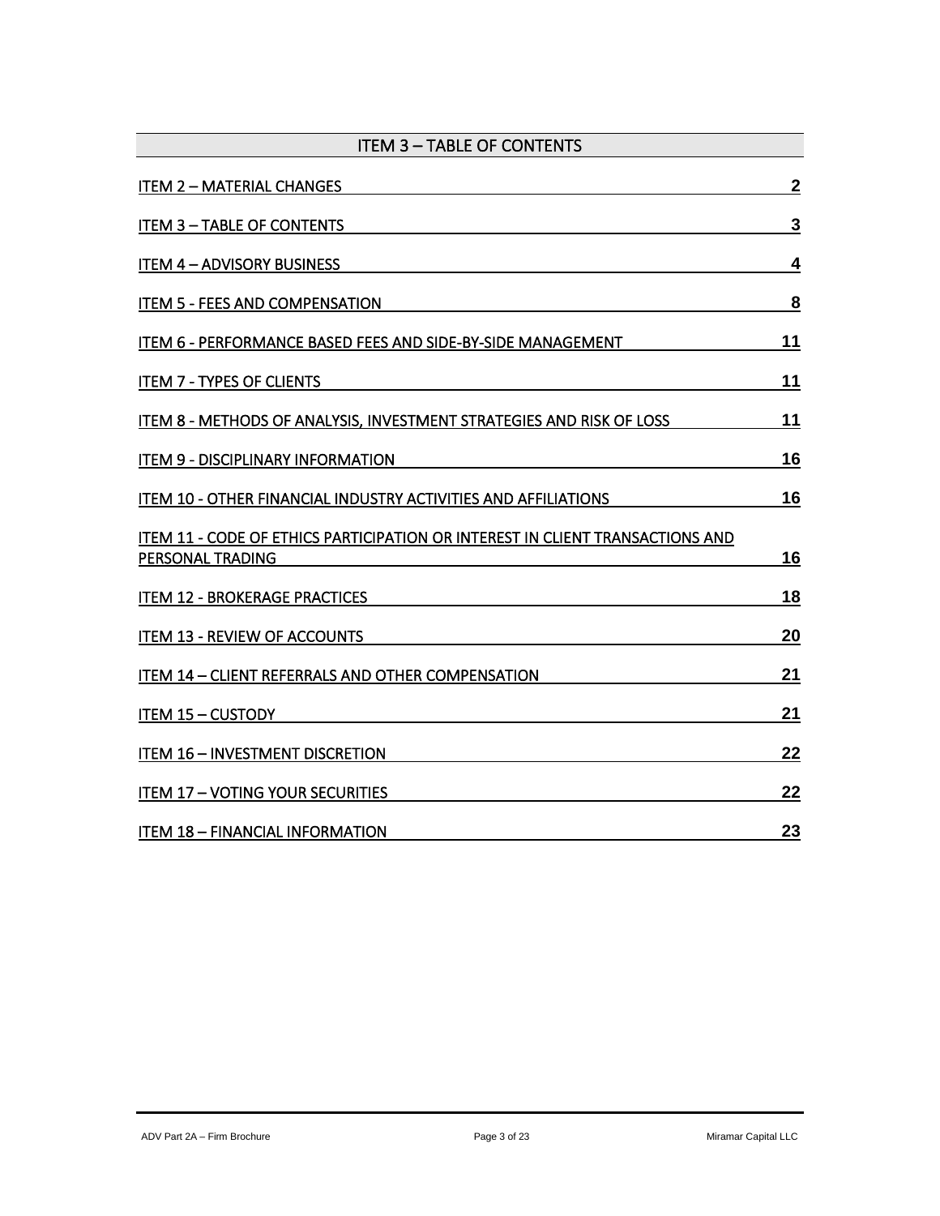## ITEM 3 – TABLE OF CONTENTS

| | |
|---|---|
| ITEM 2 – MATERIAL CHANGES | 2 |
| ITEM 3 – TABLE OF CONTENTS | 3 |
| ITEM 4 – ADVISORY BUSINESS | 4 |
| ITEM 5 - FEES AND COMPENSATION | 8 |
| ITEM 6 - PERFORMANCE BASED FEES AND SIDE-BY-SIDE MANAGEMENT | 11 |
| ITEM 7 - TYPES OF CLIENTS | 11 |
| ITEM 8 - METHODS OF ANALYSIS, INVESTMENT STRATEGIES AND RISK OF LOSS | 11 |
| ITEM 9 - DISCIPLINARY INFORMATION | 16 |
| ITEM 10 - OTHER FINANCIAL INDUSTRY ACTIVITIES AND AFFILIATIONS | 16 |
| ITEM 11 - CODE OF ETHICS PARTICIPATION OR INTEREST IN CLIENT TRANSACTIONS AND PERSONAL TRADING | 16 |
| ITEM 12 - BROKERAGE PRACTICES | 18 |
| ITEM 13 - REVIEW OF ACCOUNTS | 20 |
| ITEM 14 – CLIENT REFERRALS AND OTHER COMPENSATION | 21 |
| ITEM 15 – CUSTODY | 21 |
| ITEM 16 – INVESTMENT DISCRETION | 22 |
| ITEM 17 – VOTING YOUR SECURITIES | 22 |
| ITEM 18 – FINANCIAL INFORMATION | 23 |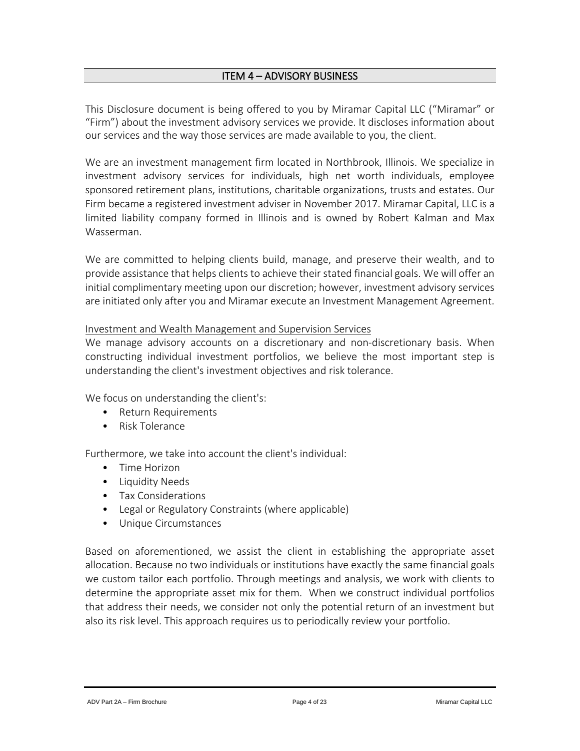## ITEM 4 – ADVISORY BUSINESS

This Disclosure document is being offered to you by Miramar Capital LLC ("Miramar" or "Firm") about the investment advisory services we provide. It discloses information about our services and the way those services are made available to you, the client.

We are an investment management firm located in Northbrook, Illinois. We specialize in investment advisory services for individuals, high net worth individuals, employee sponsored retirement plans, institutions, charitable organizations, trusts and estates. Our Firm became a registered investment adviser in November 2017. Miramar Capital, LLC is a limited liability company formed in Illinois and is owned by Robert Kalman and Max Wasserman.

We are committed to helping clients build, manage, and preserve their wealth, and to provide assistance that helps clients to achieve their stated financial goals. We will offer an initial complimentary meeting upon our discretion; however, investment advisory services are initiated only after you and Miramar execute an Investment Management Agreement.

Investment and Wealth Management and Supervision Services

We manage advisory accounts on a discretionary and non-discretionary basis. When constructing individual investment portfolios, we believe the most important step is understanding the client's investment objectives and risk tolerance.

We focus on understanding the client's:

- Return Requirements
- Risk Tolerance

Furthermore, we take into account the client's individual:

- Time Horizon
- Liquidity Needs
- Tax Considerations
- Legal or Regulatory Constraints (where applicable)
- Unique Circumstances

Based on aforementioned, we assist the client in establishing the appropriate asset allocation. Because no two individuals or institutions have exactly the same financial goals we custom tailor each portfolio. Through meetings and analysis, we work with clients to determine the appropriate asset mix for them. When we construct individual portfolios that address their needs, we consider not only the potential return of an investment but also its risk level. This approach requires us to periodically review your portfolio.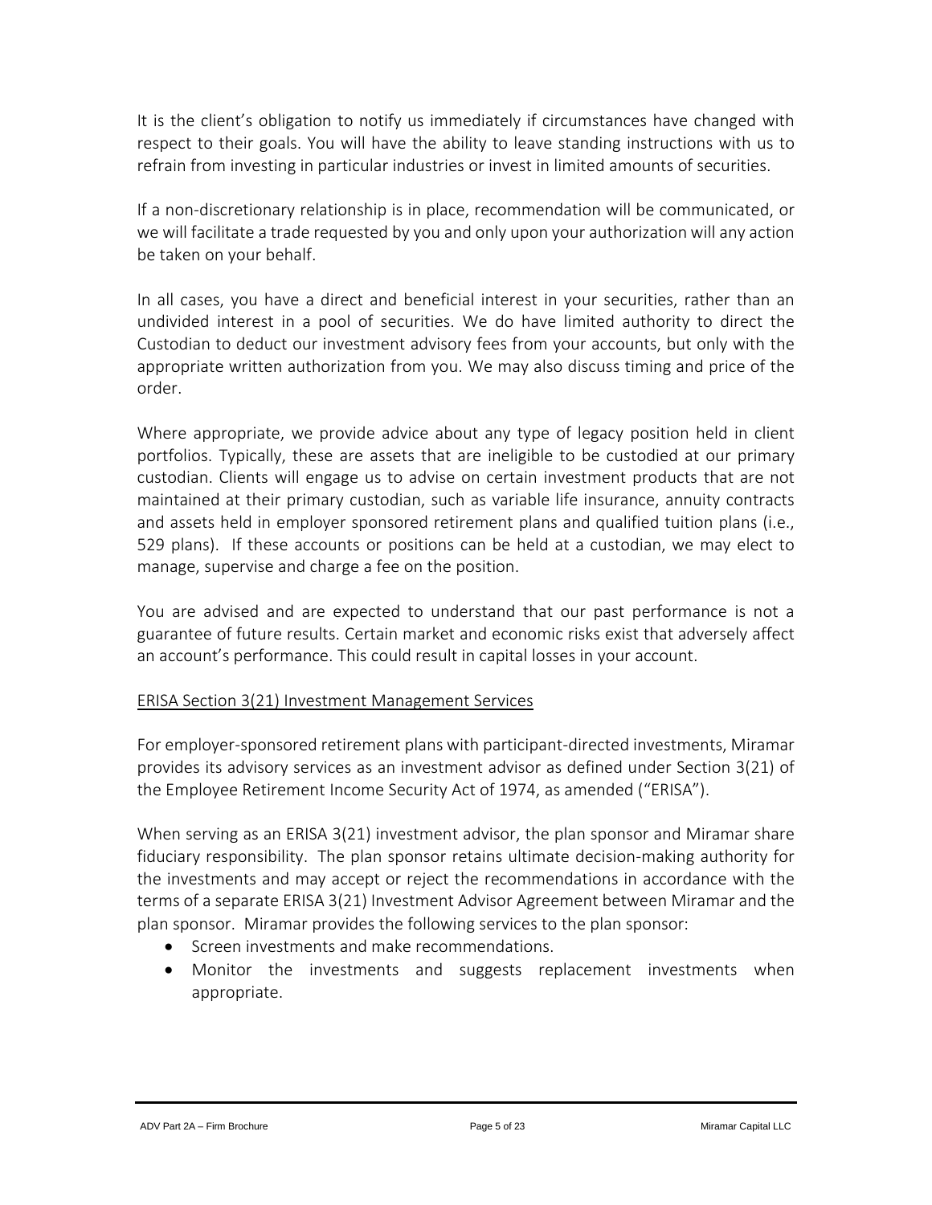It is the client's obligation to notify us immediately if circumstances have changed with respect to their goals. You will have the ability to leave standing instructions with us to refrain from investing in particular industries or invest in limited amounts of securities.

If a non-discretionary relationship is in place, recommendation will be communicated, or we will facilitate a trade requested by you and only upon your authorization will any action be taken on your behalf.

In all cases, you have a direct and beneficial interest in your securities, rather than an undivided interest in a pool of securities. We do have limited authority to direct the Custodian to deduct our investment advisory fees from your accounts, but only with the appropriate written authorization from you. We may also discuss timing and price of the order.

Where appropriate, we provide advice about any type of legacy position held in client portfolios. Typically, these are assets that are ineligible to be custodied at our primary custodian. Clients will engage us to advise on certain investment products that are not maintained at their primary custodian, such as variable life insurance, annuity contracts and assets held in employer sponsored retirement plans and qualified tuition plans (i.e., 529 plans). If these accounts or positions can be held at a custodian, we may elect to manage, supervise and charge a fee on the position.

You are advised and are expected to understand that our past performance is not a guarantee of future results. Certain market and economic risks exist that adversely affect an account's performance. This could result in capital losses in your account.

<u>ERISA Section 3(21) Investment Management Services</u>

For employer-sponsored retirement plans with participant-directed investments, Miramar provides its advisory services as an investment advisor as defined under Section 3(21) of the Employee Retirement Income Security Act of 1974, as amended ("ERISA").

When serving as an ERISA 3(21) investment advisor, the plan sponsor and Miramar share fiduciary responsibility. The plan sponsor retains ultimate decision-making authority for the investments and may accept or reject the recommendations in accordance with the terms of a separate ERISA 3(21) Investment Advisor Agreement between Miramar and the plan sponsor. Miramar provides the following services to the plan sponsor:

- Screen investments and make recommendations.
- Monitor the investments and suggests replacement investments when appropriate.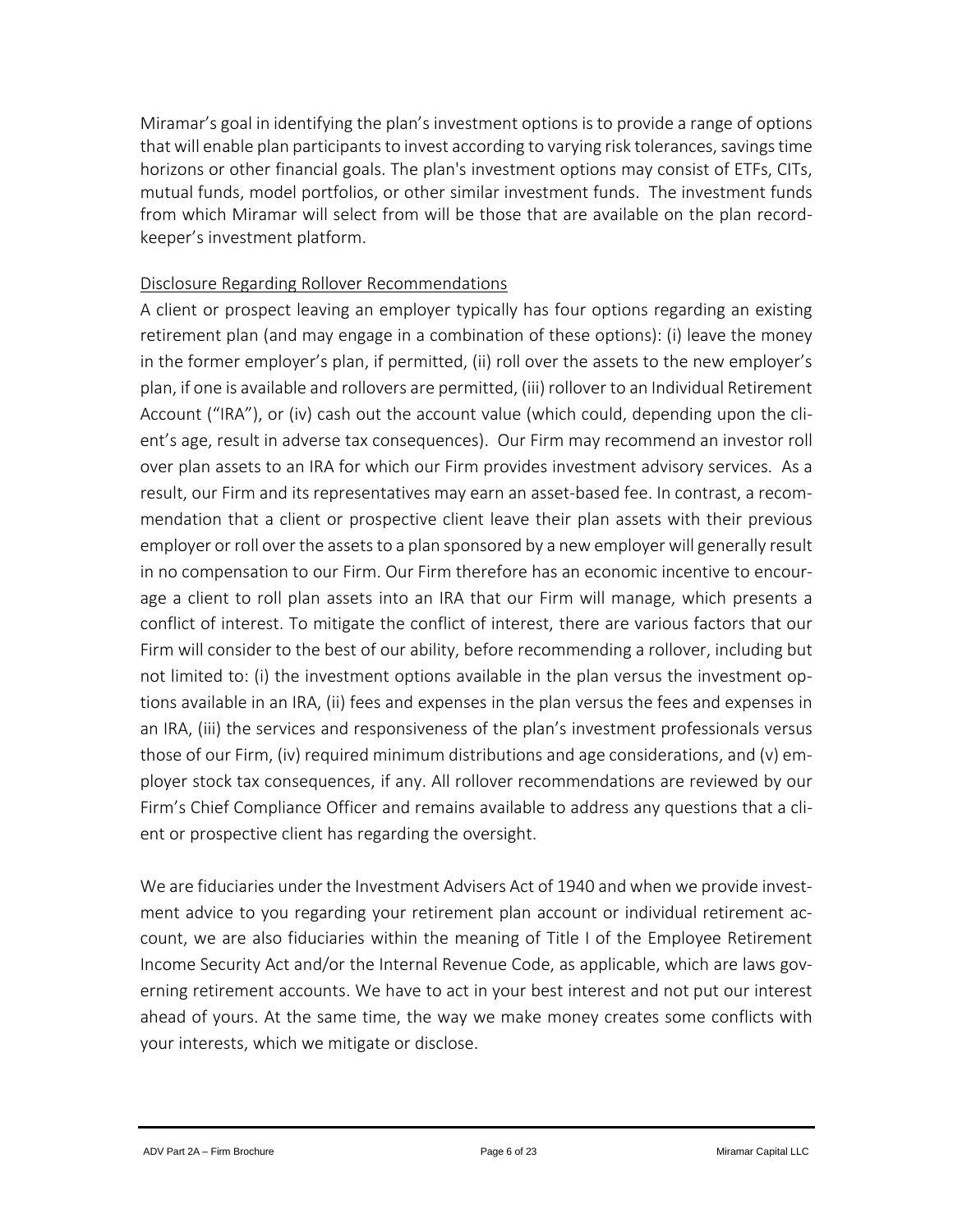Miramar's goal in identifying the plan's investment options is to provide a range of options that will enable plan participants to invest according to varying risk tolerances, savings time horizons or other financial goals. The plan's investment options may consist of ETFs, CITs, mutual funds, model portfolios, or other similar investment funds. The investment funds from which Miramar will select from will be those that are available on the plan record-keeper's investment platform.

Disclosure Regarding Rollover Recommendations

A client or prospect leaving an employer typically has four options regarding an existing retirement plan (and may engage in a combination of these options): (i) leave the money in the former employer's plan, if permitted, (ii) roll over the assets to the new employer's plan, if one is available and rollovers are permitted, (iii) rollover to an Individual Retirement Account ("IRA"), or (iv) cash out the account value (which could, depending upon the client's age, result in adverse tax consequences). Our Firm may recommend an investor roll over plan assets to an IRA for which our Firm provides investment advisory services. As a result, our Firm and its representatives may earn an asset-based fee. In contrast, a recommendation that a client or prospective client leave their plan assets with their previous employer or roll over the assets to a plan sponsored by a new employer will generally result in no compensation to our Firm. Our Firm therefore has an economic incentive to encourage a client to roll plan assets into an IRA that our Firm will manage, which presents a conflict of interest. To mitigate the conflict of interest, there are various factors that our Firm will consider to the best of our ability, before recommending a rollover, including but not limited to: (i) the investment options available in the plan versus the investment options available in an IRA, (ii) fees and expenses in the plan versus the fees and expenses in an IRA, (iii) the services and responsiveness of the plan's investment professionals versus those of our Firm, (iv) required minimum distributions and age considerations, and (v) employer stock tax consequences, if any. All rollover recommendations are reviewed by our Firm's Chief Compliance Officer and remains available to address any questions that a client or prospective client has regarding the oversight.

We are fiduciaries under the Investment Advisers Act of 1940 and when we provide investment advice to you regarding your retirement plan account or individual retirement account, we are also fiduciaries within the meaning of Title I of the Employee Retirement Income Security Act and/or the Internal Revenue Code, as applicable, which are laws governing retirement accounts. We have to act in your best interest and not put our interest ahead of yours. At the same time, the way we make money creates some conflicts with your interests, which we mitigate or disclose.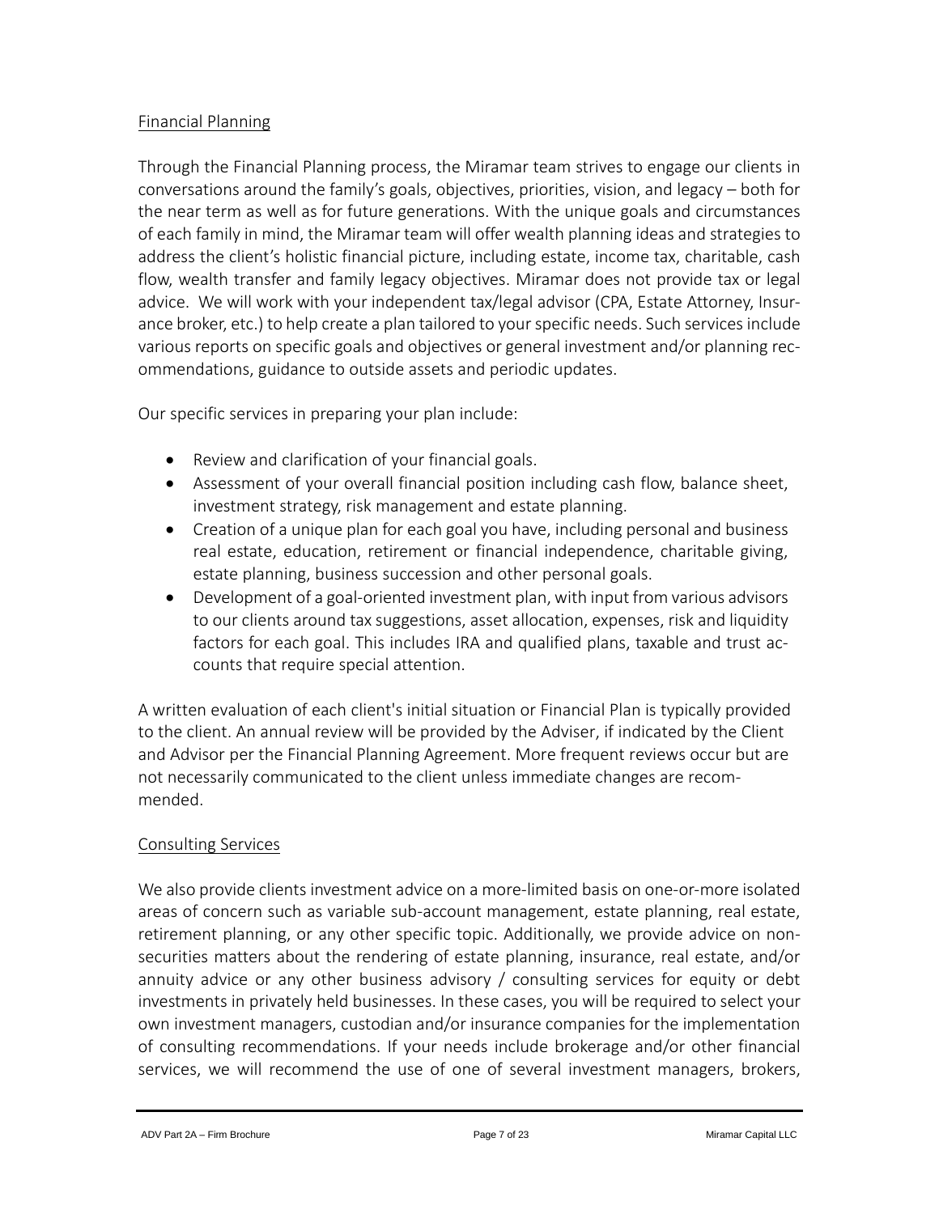## Financial Planning

Through the Financial Planning process, the Miramar team strives to engage our clients in conversations around the family's goals, objectives, priorities, vision, and legacy – both for the near term as well as for future generations. With the unique goals and circumstances of each family in mind, the Miramar team will offer wealth planning ideas and strategies to address the client's holistic financial picture, including estate, income tax, charitable, cash flow, wealth transfer and family legacy objectives. Miramar does not provide tax or legal advice. We will work with your independent tax/legal advisor (CPA, Estate Attorney, Insurance broker, etc.) to help create a plan tailored to your specific needs. Such services include various reports on specific goals and objectives or general investment and/or planning recommendations, guidance to outside assets and periodic updates.

Our specific services in preparing your plan include:

- Review and clarification of your financial goals.
- Assessment of your overall financial position including cash flow, balance sheet, investment strategy, risk management and estate planning.
- Creation of a unique plan for each goal you have, including personal and business real estate, education, retirement or financial independence, charitable giving, estate planning, business succession and other personal goals.
- Development of a goal-oriented investment plan, with input from various advisors to our clients around tax suggestions, asset allocation, expenses, risk and liquidity factors for each goal. This includes IRA and qualified plans, taxable and trust accounts that require special attention.

A written evaluation of each client's initial situation or Financial Plan is typically provided to the client. An annual review will be provided by the Adviser, if indicated by the Client and Advisor per the Financial Planning Agreement. More frequent reviews occur but are not necessarily communicated to the client unless immediate changes are recommended.

## Consulting Services

We also provide clients investment advice on a more-limited basis on one-or-more isolated areas of concern such as variable sub-account management, estate planning, real estate, retirement planning, or any other specific topic. Additionally, we provide advice on non-securities matters about the rendering of estate planning, insurance, real estate, and/or annuity advice or any other business advisory / consulting services for equity or debt investments in privately held businesses. In these cases, you will be required to select your own investment managers, custodian and/or insurance companies for the implementation of consulting recommendations. If your needs include brokerage and/or other financial services, we will recommend the use of one of several investment managers, brokers,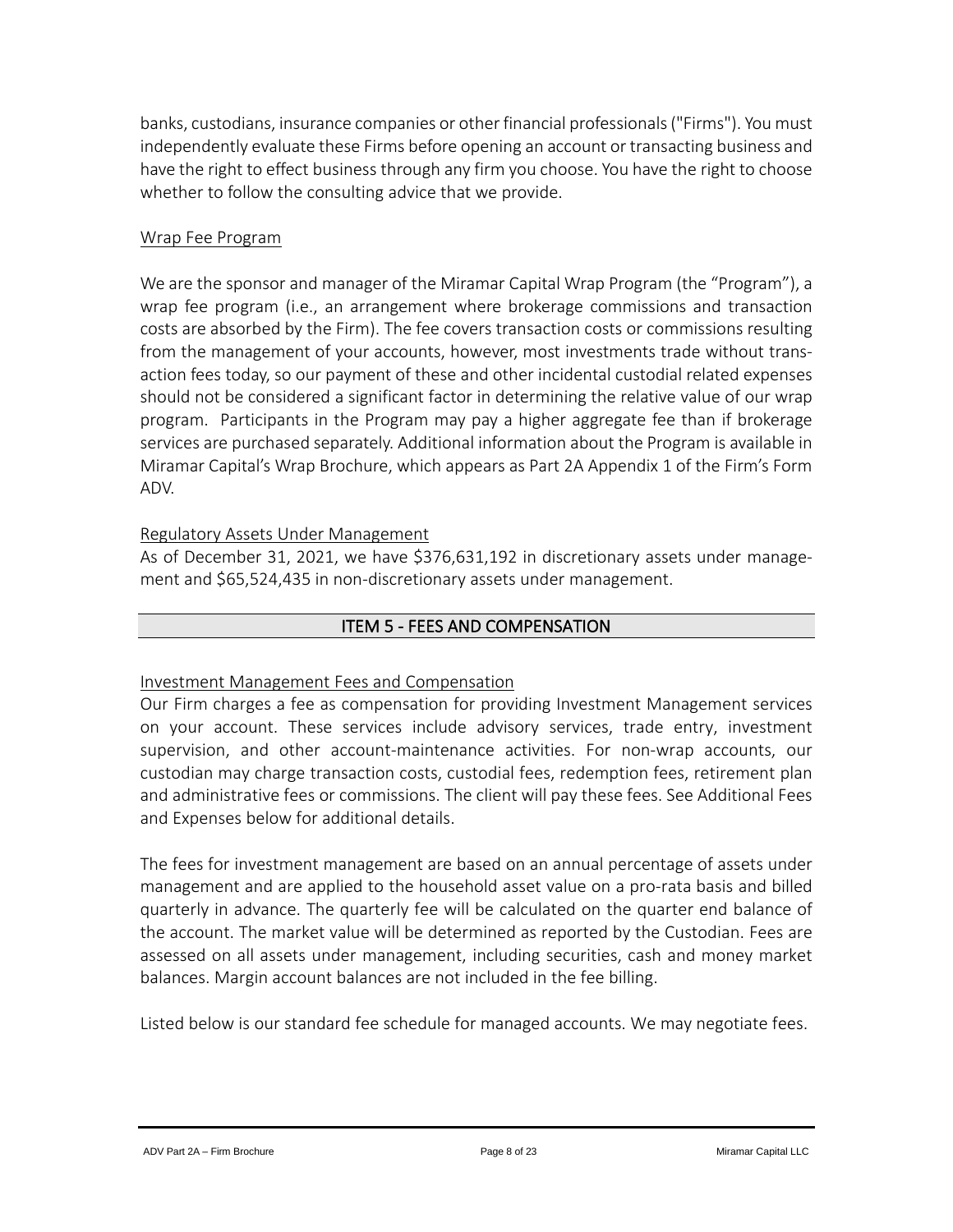banks, custodians, insurance companies or other financial professionals ("Firms"). You must independently evaluate these Firms before opening an account or transacting business and have the right to effect business through any firm you choose. You have the right to choose whether to follow the consulting advice that we provide.

Wrap Fee Program

We are the sponsor and manager of the Miramar Capital Wrap Program (the "Program"), a wrap fee program (i.e., an arrangement where brokerage commissions and transaction costs are absorbed by the Firm). The fee covers transaction costs or commissions resulting from the management of your accounts, however, most investments trade without transaction fees today, so our payment of these and other incidental custodial related expenses should not be considered a significant factor in determining the relative value of our wrap program. Participants in the Program may pay a higher aggregate fee than if brokerage services are purchased separately. Additional information about the Program is available in Miramar Capital's Wrap Brochure, which appears as Part 2A Appendix 1 of the Firm's Form ADV.

Regulatory Assets Under Management

As of December 31, 2021, we have $376,631,192 in discretionary assets under management and $65,524,435 in non-discretionary assets under management.

## ITEM 5 - FEES AND COMPENSATION

Investment Management Fees and Compensation

Our Firm charges a fee as compensation for providing Investment Management services on your account. These services include advisory services, trade entry, investment supervision, and other account-maintenance activities. For non-wrap accounts, our custodian may charge transaction costs, custodial fees, redemption fees, retirement plan and administrative fees or commissions. The client will pay these fees. See Additional Fees and Expenses below for additional details.

The fees for investment management are based on an annual percentage of assets under management and are applied to the household asset value on a pro-rata basis and billed quarterly in advance. The quarterly fee will be calculated on the quarter end balance of the account. The market value will be determined as reported by the Custodian. Fees are assessed on all assets under management, including securities, cash and money market balances. Margin account balances are not included in the fee billing.

Listed below is our standard fee schedule for managed accounts. We may negotiate fees.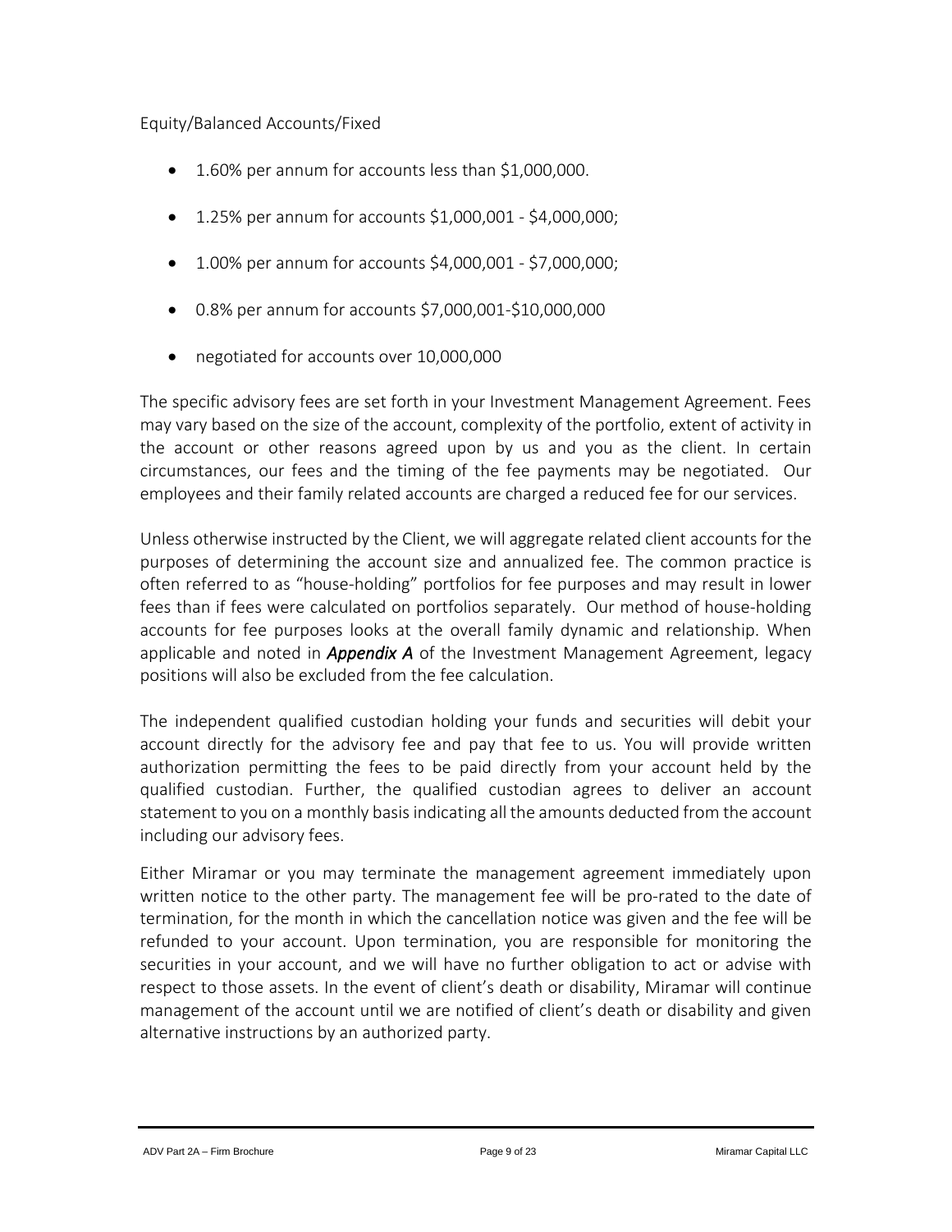Equity/Balanced Accounts/Fixed

- 1.60% per annum for accounts less than $1,000,000.
- 1.25% per annum for accounts $1,000,001 - $4,000,000;
- 1.00% per annum for accounts $4,000,001 - $7,000,000;
- 0.8% per annum for accounts $7,000,001-$10,000,000
- negotiated for accounts over 10,000,000

The specific advisory fees are set forth in your Investment Management Agreement. Fees may vary based on the size of the account, complexity of the portfolio, extent of activity in the account or other reasons agreed upon by us and you as the client. In certain circumstances, our fees and the timing of the fee payments may be negotiated. Our employees and their family related accounts are charged a reduced fee for our services.

Unless otherwise instructed by the Client, we will aggregate related client accounts for the purposes of determining the account size and annualized fee. The common practice is often referred to as "house-holding" portfolios for fee purposes and may result in lower fees than if fees were calculated on portfolios separately. Our method of house-holding accounts for fee purposes looks at the overall family dynamic and relationship. When applicable and noted in ***Appendix A*** of the Investment Management Agreement, legacy positions will also be excluded from the fee calculation.

The independent qualified custodian holding your funds and securities will debit your account directly for the advisory fee and pay that fee to us. You will provide written authorization permitting the fees to be paid directly from your account held by the qualified custodian. Further, the qualified custodian agrees to deliver an account statement to you on a monthly basis indicating all the amounts deducted from the account including our advisory fees.

Either Miramar or you may terminate the management agreement immediately upon written notice to the other party. The management fee will be pro-rated to the date of termination, for the month in which the cancellation notice was given and the fee will be refunded to your account. Upon termination, you are responsible for monitoring the securities in your account, and we will have no further obligation to act or advise with respect to those assets. In the event of client's death or disability, Miramar will continue management of the account until we are notified of client's death or disability and given alternative instructions by an authorized party.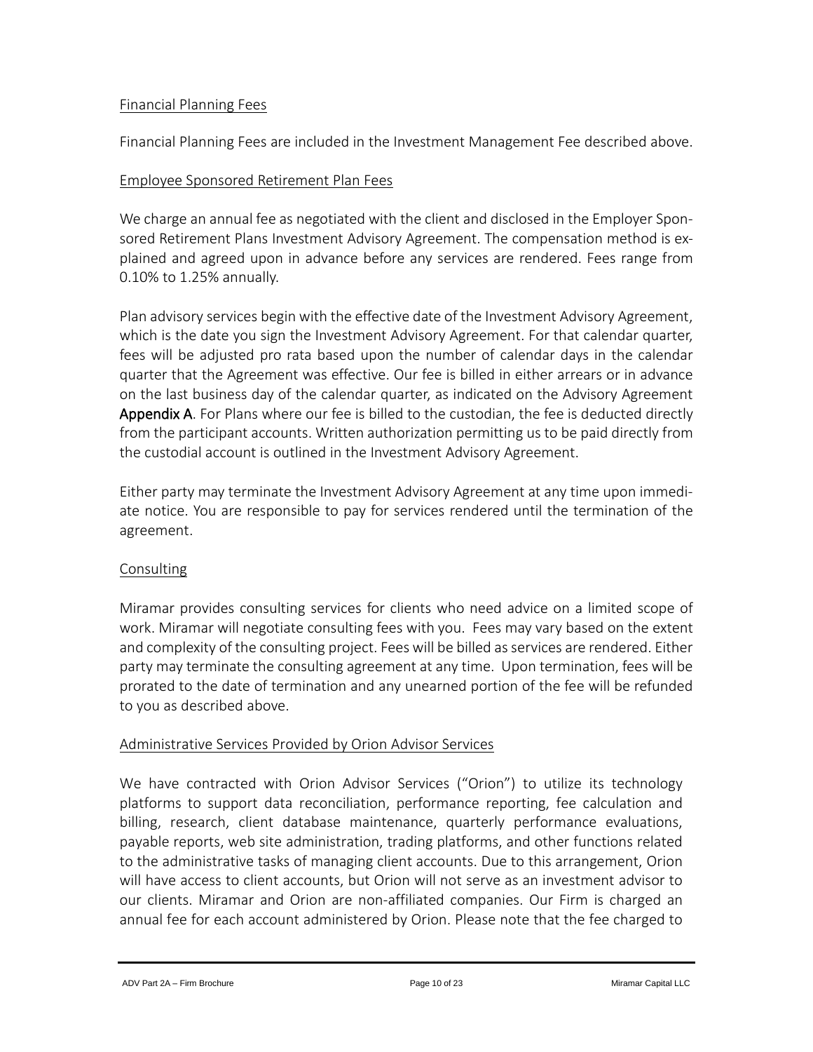<u>Financial Planning Fees</u>

Financial Planning Fees are included in the Investment Management Fee described above.

<u>Employee Sponsored Retirement Plan Fees</u>

We charge an annual fee as negotiated with the client and disclosed in the Employer Sponsored Retirement Plans Investment Advisory Agreement. The compensation method is explained and agreed upon in advance before any services are rendered. Fees range from 0.10% to 1.25% annually.

Plan advisory services begin with the effective date of the Investment Advisory Agreement, which is the date you sign the Investment Advisory Agreement. For that calendar quarter, fees will be adjusted pro rata based upon the number of calendar days in the calendar quarter that the Agreement was effective. Our fee is billed in either arrears or in advance on the last business day of the calendar quarter, as indicated on the Advisory Agreement **Appendix A**. For Plans where our fee is billed to the custodian, the fee is deducted directly from the participant accounts. Written authorization permitting us to be paid directly from the custodial account is outlined in the Investment Advisory Agreement.

Either party may terminate the Investment Advisory Agreement at any time upon immediate notice. You are responsible to pay for services rendered until the termination of the agreement.

<u>Consulting</u>

Miramar provides consulting services for clients who need advice on a limited scope of work. Miramar will negotiate consulting fees with you. Fees may vary based on the extent and complexity of the consulting project. Fees will be billed as services are rendered. Either party may terminate the consulting agreement at any time. Upon termination, fees will be prorated to the date of termination and any unearned portion of the fee will be refunded to you as described above.

<u>Administrative Services Provided by Orion Advisor Services</u>

We have contracted with Orion Advisor Services ("Orion") to utilize its technology platforms to support data reconciliation, performance reporting, fee calculation and billing, research, client database maintenance, quarterly performance evaluations, payable reports, web site administration, trading platforms, and other functions related to the administrative tasks of managing client accounts. Due to this arrangement, Orion will have access to client accounts, but Orion will not serve as an investment advisor to our clients. Miramar and Orion are non-affiliated companies. Our Firm is charged an annual fee for each account administered by Orion. Please note that the fee charged to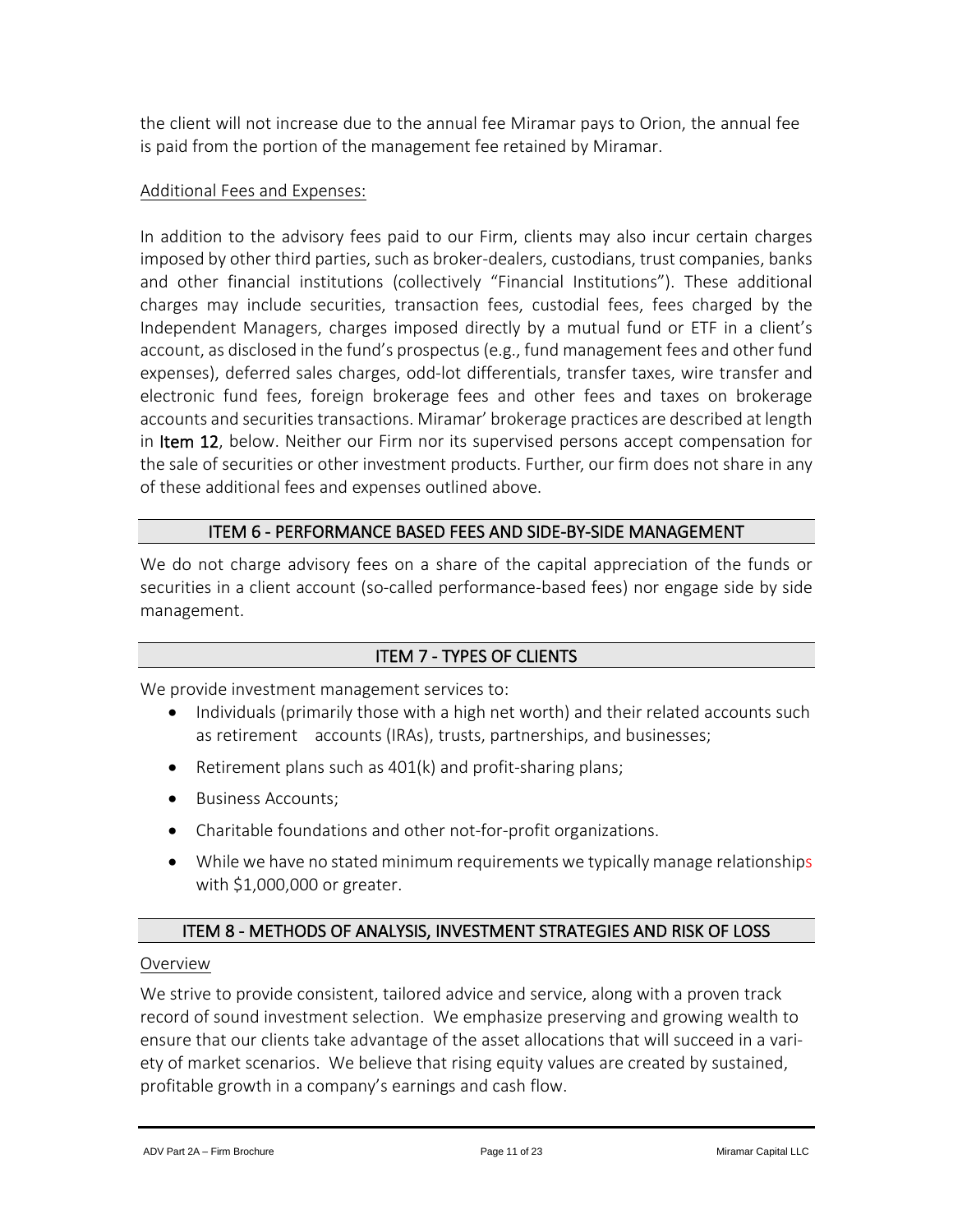the client will not increase due to the annual fee Miramar pays to Orion, the annual fee is paid from the portion of the management fee retained by Miramar.

Additional Fees and Expenses:

In addition to the advisory fees paid to our Firm, clients may also incur certain charges imposed by other third parties, such as broker-dealers, custodians, trust companies, banks and other financial institutions (collectively "Financial Institutions"). These additional charges may include securities, transaction fees, custodial fees, fees charged by the Independent Managers, charges imposed directly by a mutual fund or ETF in a client's account, as disclosed in the fund's prospectus (e.g., fund management fees and other fund expenses), deferred sales charges, odd-lot differentials, transfer taxes, wire transfer and electronic fund fees, foreign brokerage fees and other fees and taxes on brokerage accounts and securities transactions. Miramar' brokerage practices are described at length in **Item 12**, below. Neither our Firm nor its supervised persons accept compensation for the sale of securities or other investment products. Further, our firm does not share in any of these additional fees and expenses outlined above.

## ITEM 6 - PERFORMANCE BASED FEES AND SIDE-BY-SIDE MANAGEMENT

We do not charge advisory fees on a share of the capital appreciation of the funds or securities in a client account (so-called performance-based fees) nor engage side by side management.

## ITEM 7 - TYPES OF CLIENTS

We provide investment management services to:

- Individuals (primarily those with a high net worth) and their related accounts such as retirement accounts (IRAs), trusts, partnerships, and businesses;
- Retirement plans such as 401(k) and profit-sharing plans;
- Business Accounts;
- Charitable foundations and other not-for-profit organizations.
- While we have no stated minimum requirements we typically manage relationships with $1,000,000 or greater.

## ITEM 8 - METHODS OF ANALYSIS, INVESTMENT STRATEGIES AND RISK OF LOSS

Overview

We strive to provide consistent, tailored advice and service, along with a proven track record of sound investment selection. We emphasize preserving and growing wealth to ensure that our clients take advantage of the asset allocations that will succeed in a variety of market scenarios. We believe that rising equity values are created by sustained, profitable growth in a company's earnings and cash flow.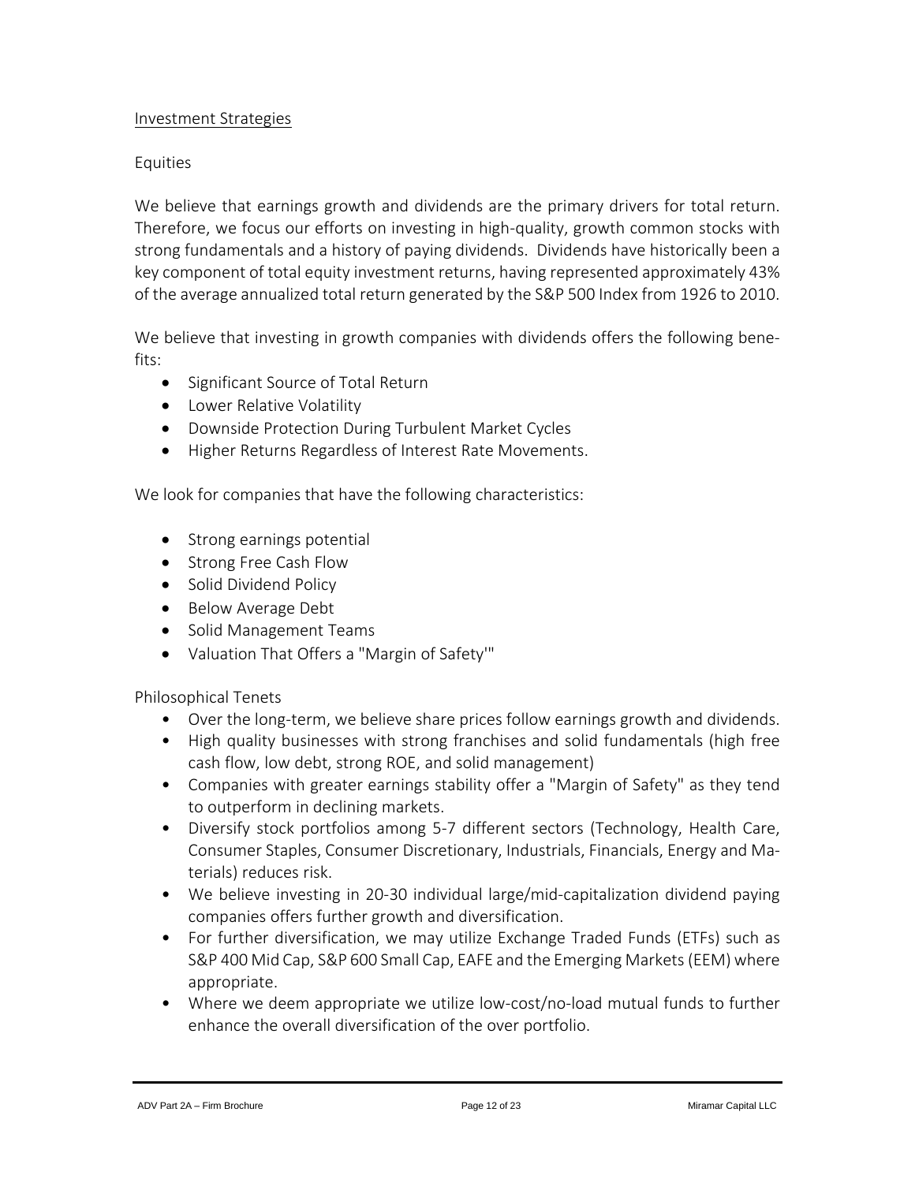## Investment Strategies

### Equities

We believe that earnings growth and dividends are the primary drivers for total return. Therefore, we focus our efforts on investing in high-quality, growth common stocks with strong fundamentals and a history of paying dividends. Dividends have historically been a key component of total equity investment returns, having represented approximately 43% of the average annualized total return generated by the S&P 500 Index from 1926 to 2010.

We believe that investing in growth companies with dividends offers the following benefits:

- Significant Source of Total Return
- Lower Relative Volatility
- Downside Protection During Turbulent Market Cycles
- Higher Returns Regardless of Interest Rate Movements.

We look for companies that have the following characteristics:

- Strong earnings potential
- Strong Free Cash Flow
- Solid Dividend Policy
- Below Average Debt
- Solid Management Teams
- Valuation That Offers a "Margin of Safety'"

Philosophical Tenets

- Over the long-term, we believe share prices follow earnings growth and dividends.
- High quality businesses with strong franchises and solid fundamentals (high free cash flow, low debt, strong ROE, and solid management)
- Companies with greater earnings stability offer a "Margin of Safety" as they tend to outperform in declining markets.
- Diversify stock portfolios among 5-7 different sectors (Technology, Health Care, Consumer Staples, Consumer Discretionary, Industrials, Financials, Energy and Materials) reduces risk.
- We believe investing in 20-30 individual large/mid-capitalization dividend paying companies offers further growth and diversification.
- For further diversification, we may utilize Exchange Traded Funds (ETFs) such as S&P 400 Mid Cap, S&P 600 Small Cap, EAFE and the Emerging Markets (EEM) where appropriate.
- Where we deem appropriate we utilize low-cost/no-load mutual funds to further enhance the overall diversification of the over portfolio.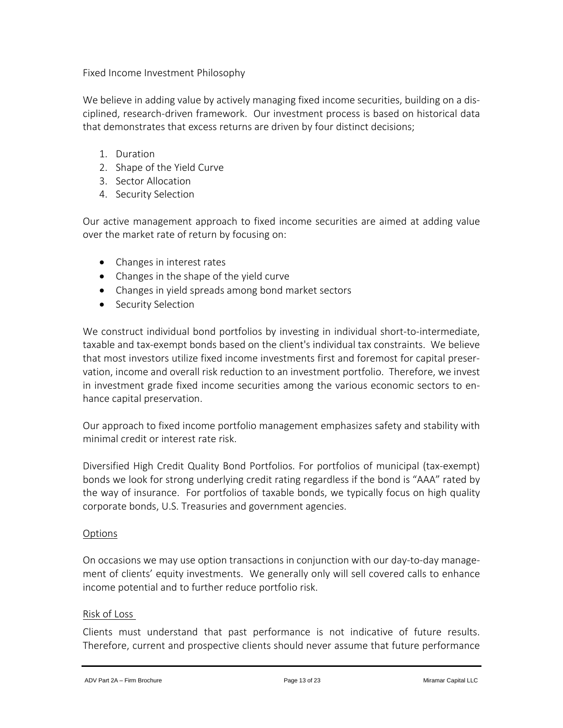Fixed Income Investment Philosophy

We believe in adding value by actively managing fixed income securities, building on a disciplined, research-driven framework. Our investment process is based on historical data that demonstrates that excess returns are driven by four distinct decisions;

1. Duration
2. Shape of the Yield Curve
3. Sector Allocation
4. Security Selection

Our active management approach to fixed income securities are aimed at adding value over the market rate of return by focusing on:

- Changes in interest rates
- Changes in the shape of the yield curve
- Changes in yield spreads among bond market sectors
- Security Selection

We construct individual bond portfolios by investing in individual short-to-intermediate, taxable and tax-exempt bonds based on the client's individual tax constraints. We believe that most investors utilize fixed income investments first and foremost for capital preservation, income and overall risk reduction to an investment portfolio. Therefore, we invest in investment grade fixed income securities among the various economic sectors to enhance capital preservation.

Our approach to fixed income portfolio management emphasizes safety and stability with minimal credit or interest rate risk.

Diversified High Credit Quality Bond Portfolios. For portfolios of municipal (tax-exempt) bonds we look for strong underlying credit rating regardless if the bond is "AAA" rated by the way of insurance. For portfolios of taxable bonds, we typically focus on high quality corporate bonds, U.S. Treasuries and government agencies.

## Options

On occasions we may use option transactions in conjunction with our day-to-day management of clients' equity investments. We generally only will sell covered calls to enhance income potential and to further reduce portfolio risk.

## Risk of Loss

Clients must understand that past performance is not indicative of future results. Therefore, current and prospective clients should never assume that future performance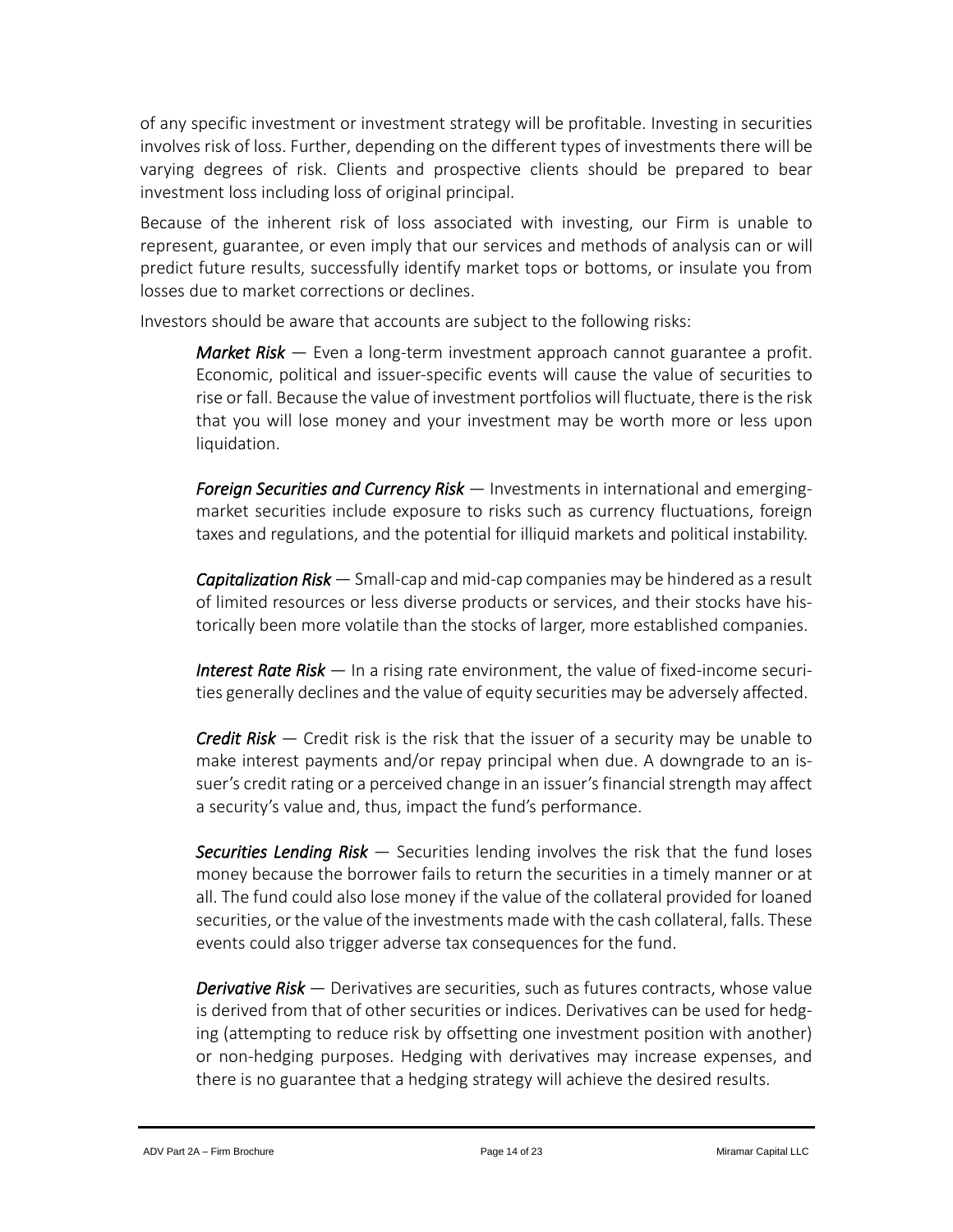of any specific investment or investment strategy will be profitable. Investing in securities involves risk of loss. Further, depending on the different types of investments there will be varying degrees of risk. Clients and prospective clients should be prepared to bear investment loss including loss of original principal.

Because of the inherent risk of loss associated with investing, our Firm is unable to represent, guarantee, or even imply that our services and methods of analysis can or will predict future results, successfully identify market tops or bottoms, or insulate you from losses due to market corrections or declines.

Investors should be aware that accounts are subject to the following risks:

> ***Market Risk*** — Even a long-term investment approach cannot guarantee a profit. Economic, political and issuer-specific events will cause the value of securities to rise or fall. Because the value of investment portfolios will fluctuate, there is the risk that you will lose money and your investment may be worth more or less upon liquidation.
>
> ***Foreign Securities and Currency Risk*** — Investments in international and emerging-market securities include exposure to risks such as currency fluctuations, foreign taxes and regulations, and the potential for illiquid markets and political instability.
>
> ***Capitalization Risk*** — Small-cap and mid-cap companies may be hindered as a result of limited resources or less diverse products or services, and their stocks have historically been more volatile than the stocks of larger, more established companies.
>
> ***Interest Rate Risk*** — In a rising rate environment, the value of fixed-income securities generally declines and the value of equity securities may be adversely affected.
>
> ***Credit Risk*** — Credit risk is the risk that the issuer of a security may be unable to make interest payments and/or repay principal when due. A downgrade to an issuer's credit rating or a perceived change in an issuer's financial strength may affect a security's value and, thus, impact the fund's performance.
>
> ***Securities Lending Risk*** — Securities lending involves the risk that the fund loses money because the borrower fails to return the securities in a timely manner or at all. The fund could also lose money if the value of the collateral provided for loaned securities, or the value of the investments made with the cash collateral, falls. These events could also trigger adverse tax consequences for the fund.
>
> ***Derivative Risk*** — Derivatives are securities, such as futures contracts, whose value is derived from that of other securities or indices. Derivatives can be used for hedging (attempting to reduce risk by offsetting one investment position with another) or non-hedging purposes. Hedging with derivatives may increase expenses, and there is no guarantee that a hedging strategy will achieve the desired results.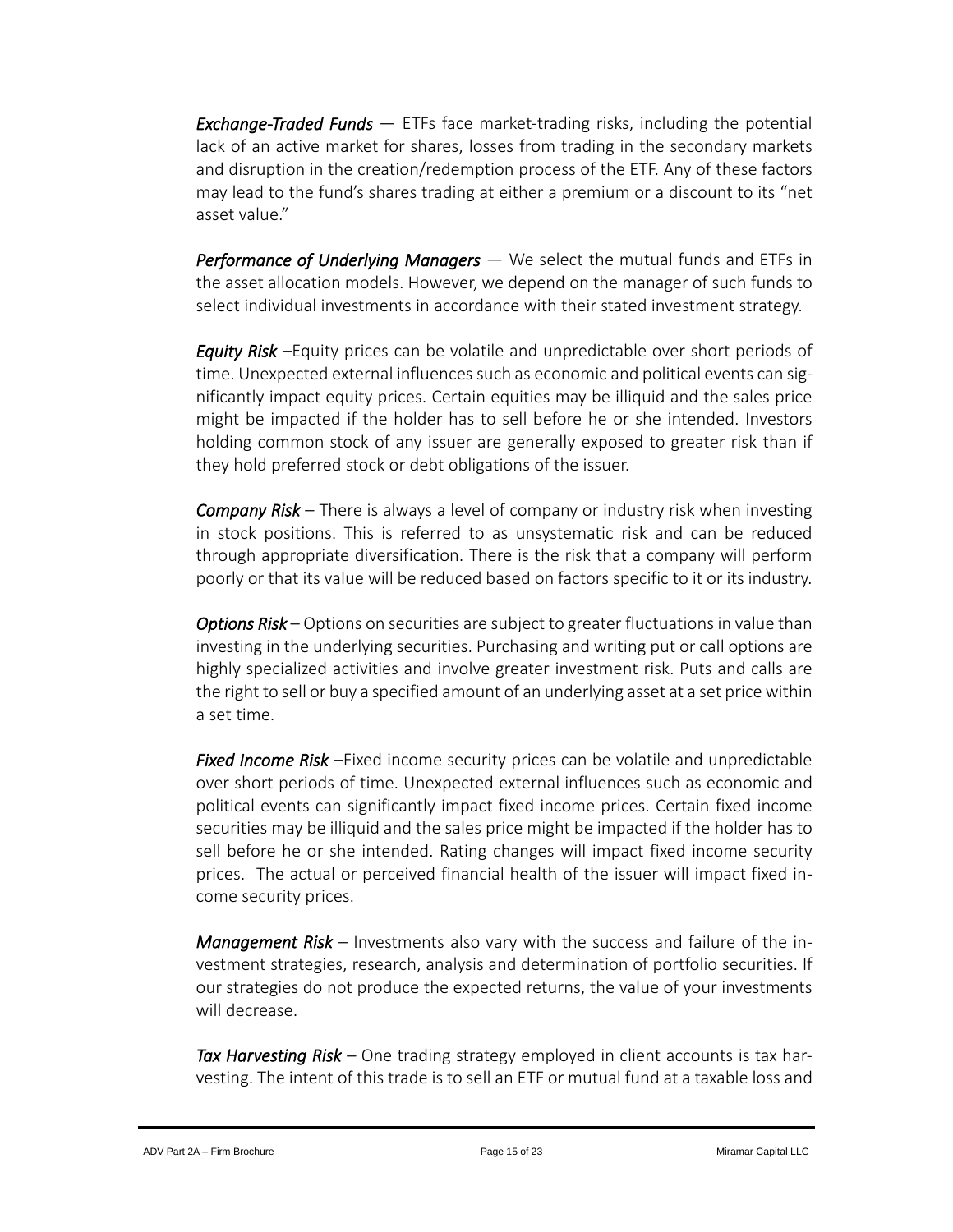***Exchange-Traded Funds*** — ETFs face market-trading risks, including the potential lack of an active market for shares, losses from trading in the secondary markets and disruption in the creation/redemption process of the ETF. Any of these factors may lead to the fund's shares trading at either a premium or a discount to its "net asset value."

***Performance of Underlying Managers*** — We select the mutual funds and ETFs in the asset allocation models. However, we depend on the manager of such funds to select individual investments in accordance with their stated investment strategy.

***Equity Risk*** –Equity prices can be volatile and unpredictable over short periods of time. Unexpected external influences such as economic and political events can significantly impact equity prices. Certain equities may be illiquid and the sales price might be impacted if the holder has to sell before he or she intended. Investors holding common stock of any issuer are generally exposed to greater risk than if they hold preferred stock or debt obligations of the issuer.

***Company Risk*** – There is always a level of company or industry risk when investing in stock positions. This is referred to as unsystematic risk and can be reduced through appropriate diversification. There is the risk that a company will perform poorly or that its value will be reduced based on factors specific to it or its industry.

***Options Risk*** – Options on securities are subject to greater fluctuations in value than investing in the underlying securities. Purchasing and writing put or call options are highly specialized activities and involve greater investment risk. Puts and calls are the right to sell or buy a specified amount of an underlying asset at a set price within a set time.

***Fixed Income Risk*** –Fixed income security prices can be volatile and unpredictable over short periods of time. Unexpected external influences such as economic and political events can significantly impact fixed income prices. Certain fixed income securities may be illiquid and the sales price might be impacted if the holder has to sell before he or she intended. Rating changes will impact fixed income security prices. The actual or perceived financial health of the issuer will impact fixed income security prices.

***Management Risk*** – Investments also vary with the success and failure of the investment strategies, research, analysis and determination of portfolio securities. If our strategies do not produce the expected returns, the value of your investments will decrease.

***Tax Harvesting Risk*** – One trading strategy employed in client accounts is tax harvesting. The intent of this trade is to sell an ETF or mutual fund at a taxable loss and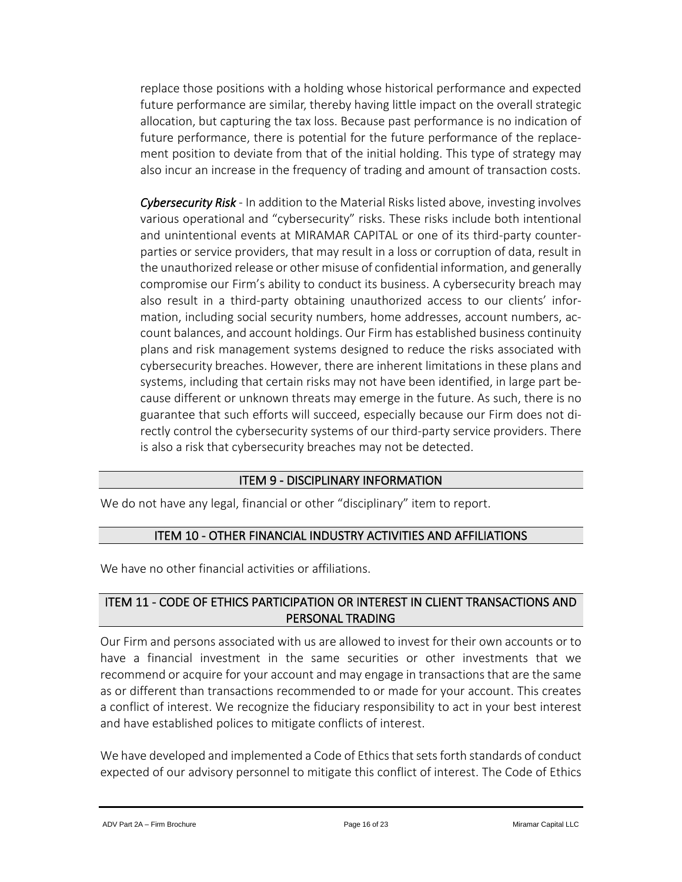replace those positions with a holding whose historical performance and expected future performance are similar, thereby having little impact on the overall strategic allocation, but capturing the tax loss. Because past performance is no indication of future performance, there is potential for the future performance of the replacement position to deviate from that of the initial holding. This type of strategy may also incur an increase in the frequency of trading and amount of transaction costs.

***Cybersecurity Risk*** - In addition to the Material Risks listed above, investing involves various operational and "cybersecurity" risks. These risks include both intentional and unintentional events at MIRAMAR CAPITAL or one of its third-party counterparties or service providers, that may result in a loss or corruption of data, result in the unauthorized release or other misuse of confidential information, and generally compromise our Firm's ability to conduct its business. A cybersecurity breach may also result in a third-party obtaining unauthorized access to our clients' information, including social security numbers, home addresses, account numbers, account balances, and account holdings. Our Firm has established business continuity plans and risk management systems designed to reduce the risks associated with cybersecurity breaches. However, there are inherent limitations in these plans and systems, including that certain risks may not have been identified, in large part because different or unknown threats may emerge in the future. As such, there is no guarantee that such efforts will succeed, especially because our Firm does not directly control the cybersecurity systems of our third-party service providers. There is also a risk that cybersecurity breaches may not be detected.

## ITEM 9 - DISCIPLINARY INFORMATION

We do not have any legal, financial or other "disciplinary" item to report.

## ITEM 10 - OTHER FINANCIAL INDUSTRY ACTIVITIES AND AFFILIATIONS

We have no other financial activities or affiliations.

## ITEM 11 - CODE OF ETHICS PARTICIPATION OR INTEREST IN CLIENT TRANSACTIONS AND PERSONAL TRADING

Our Firm and persons associated with us are allowed to invest for their own accounts or to have a financial investment in the same securities or other investments that we recommend or acquire for your account and may engage in transactions that are the same as or different than transactions recommended to or made for your account. This creates a conflict of interest. We recognize the fiduciary responsibility to act in your best interest and have established polices to mitigate conflicts of interest.

We have developed and implemented a Code of Ethics that sets forth standards of conduct expected of our advisory personnel to mitigate this conflict of interest. The Code of Ethics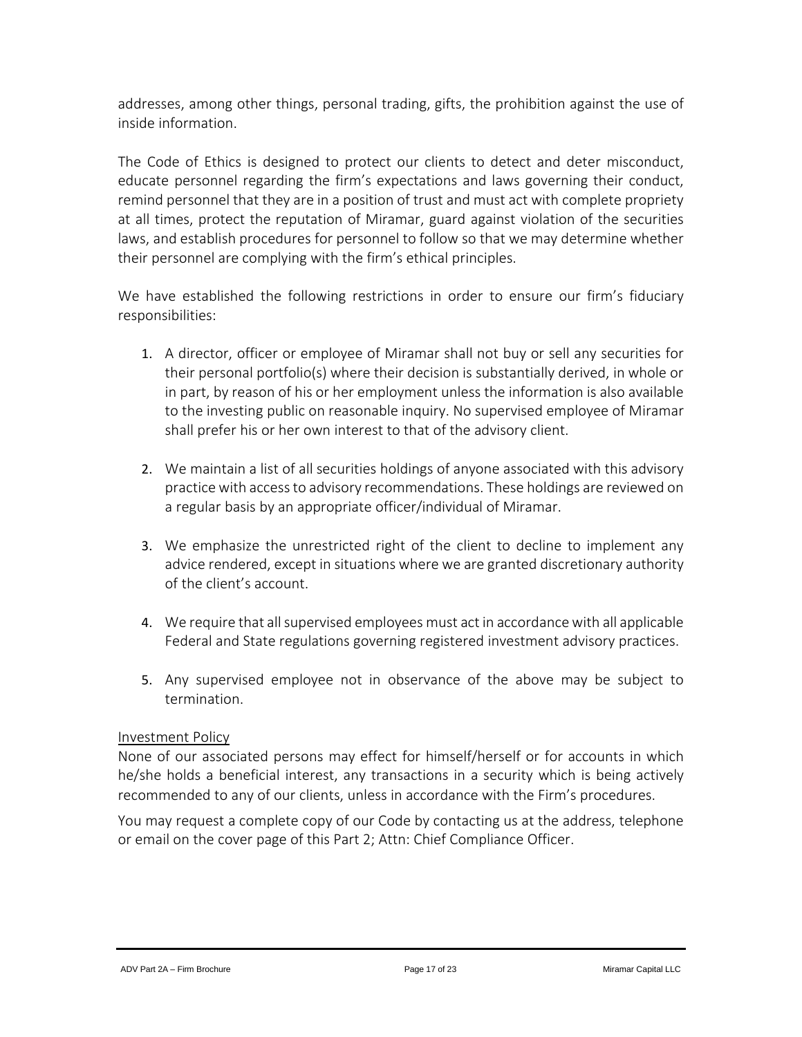addresses, among other things, personal trading, gifts, the prohibition against the use of inside information.

The Code of Ethics is designed to protect our clients to detect and deter misconduct, educate personnel regarding the firm's expectations and laws governing their conduct, remind personnel that they are in a position of trust and must act with complete propriety at all times, protect the reputation of Miramar, guard against violation of the securities laws, and establish procedures for personnel to follow so that we may determine whether their personnel are complying with the firm's ethical principles.

We have established the following restrictions in order to ensure our firm's fiduciary responsibilities:

1. A director, officer or employee of Miramar shall not buy or sell any securities for their personal portfolio(s) where their decision is substantially derived, in whole or in part, by reason of his or her employment unless the information is also available to the investing public on reasonable inquiry. No supervised employee of Miramar shall prefer his or her own interest to that of the advisory client.

2. We maintain a list of all securities holdings of anyone associated with this advisory practice with access to advisory recommendations. These holdings are reviewed on a regular basis by an appropriate officer/individual of Miramar.

3. We emphasize the unrestricted right of the client to decline to implement any advice rendered, except in situations where we are granted discretionary authority of the client's account.

4. We require that all supervised employees must act in accordance with all applicable Federal and State regulations governing registered investment advisory practices.

5. Any supervised employee not in observance of the above may be subject to termination.

<u>Investment Policy</u>

None of our associated persons may effect for himself/herself or for accounts in which he/she holds a beneficial interest, any transactions in a security which is being actively recommended to any of our clients, unless in accordance with the Firm's procedures.

You may request a complete copy of our Code by contacting us at the address, telephone or email on the cover page of this Part 2; Attn: Chief Compliance Officer.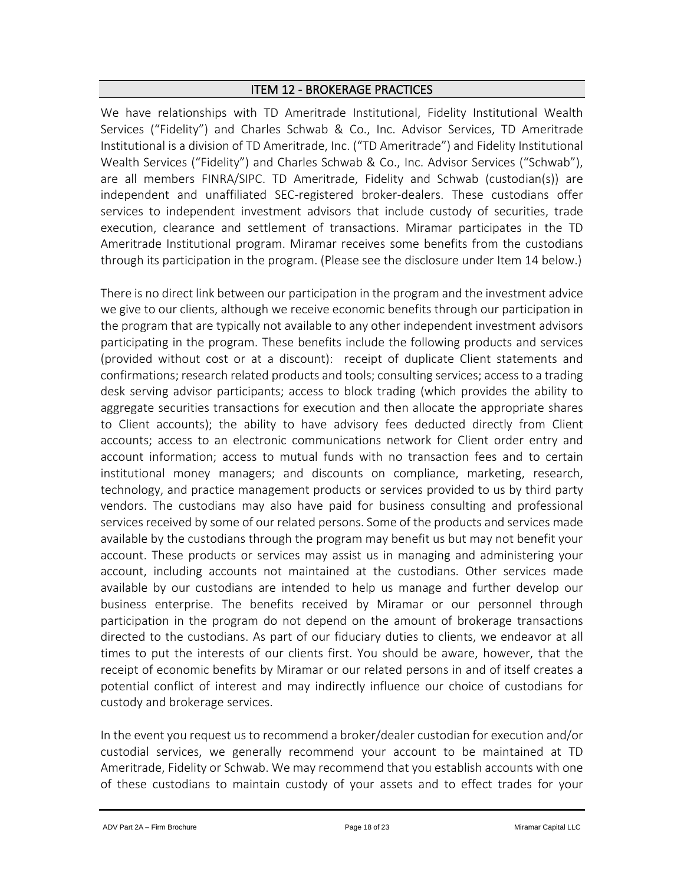## ITEM 12 - BROKERAGE PRACTICES

We have relationships with TD Ameritrade Institutional, Fidelity Institutional Wealth Services ("Fidelity") and Charles Schwab & Co., Inc. Advisor Services, TD Ameritrade Institutional is a division of TD Ameritrade, Inc. ("TD Ameritrade") and Fidelity Institutional Wealth Services ("Fidelity") and Charles Schwab & Co., Inc. Advisor Services ("Schwab"), are all members FINRA/SIPC. TD Ameritrade, Fidelity and Schwab (custodian(s)) are independent and unaffiliated SEC-registered broker-dealers. These custodians offer services to independent investment advisors that include custody of securities, trade execution, clearance and settlement of transactions. Miramar participates in the TD Ameritrade Institutional program. Miramar receives some benefits from the custodians through its participation in the program. (Please see the disclosure under Item 14 below.)

There is no direct link between our participation in the program and the investment advice we give to our clients, although we receive economic benefits through our participation in the program that are typically not available to any other independent investment advisors participating in the program. These benefits include the following products and services (provided without cost or at a discount): receipt of duplicate Client statements and confirmations; research related products and tools; consulting services; access to a trading desk serving advisor participants; access to block trading (which provides the ability to aggregate securities transactions for execution and then allocate the appropriate shares to Client accounts); the ability to have advisory fees deducted directly from Client accounts; access to an electronic communications network for Client order entry and account information; access to mutual funds with no transaction fees and to certain institutional money managers; and discounts on compliance, marketing, research, technology, and practice management products or services provided to us by third party vendors. The custodians may also have paid for business consulting and professional services received by some of our related persons. Some of the products and services made available by the custodians through the program may benefit us but may not benefit your account. These products or services may assist us in managing and administering your account, including accounts not maintained at the custodians. Other services made available by our custodians are intended to help us manage and further develop our business enterprise. The benefits received by Miramar or our personnel through participation in the program do not depend on the amount of brokerage transactions directed to the custodians. As part of our fiduciary duties to clients, we endeavor at all times to put the interests of our clients first. You should be aware, however, that the receipt of economic benefits by Miramar or our related persons in and of itself creates a potential conflict of interest and may indirectly influence our choice of custodians for custody and brokerage services.

In the event you request us to recommend a broker/dealer custodian for execution and/or custodial services, we generally recommend your account to be maintained at TD Ameritrade, Fidelity or Schwab. We may recommend that you establish accounts with one of these custodians to maintain custody of your assets and to effect trades for your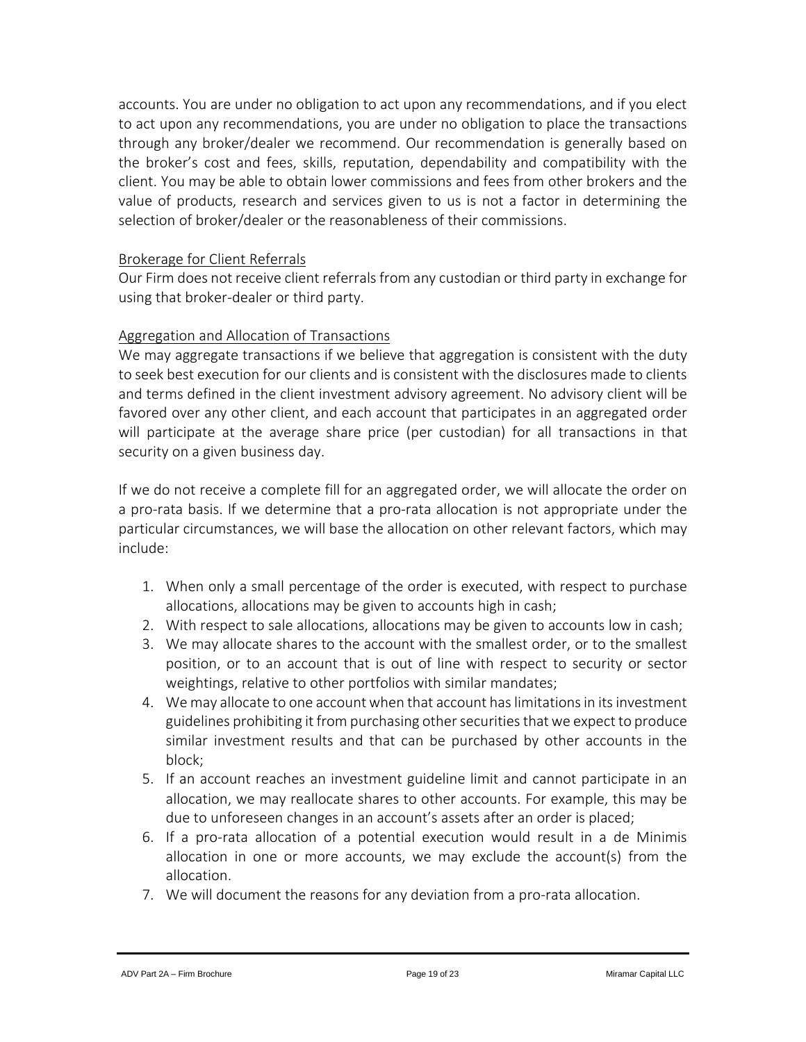accounts. You are under no obligation to act upon any recommendations, and if you elect to act upon any recommendations, you are under no obligation to place the transactions through any broker/dealer we recommend. Our recommendation is generally based on the broker's cost and fees, skills, reputation, dependability and compatibility with the client. You may be able to obtain lower commissions and fees from other brokers and the value of products, research and services given to us is not a factor in determining the selection of broker/dealer or the reasonableness of their commissions.

### Brokerage for Client Referrals

Our Firm does not receive client referrals from any custodian or third party in exchange for using that broker-dealer or third party.

### Aggregation and Allocation of Transactions

We may aggregate transactions if we believe that aggregation is consistent with the duty to seek best execution for our clients and is consistent with the disclosures made to clients and terms defined in the client investment advisory agreement. No advisory client will be favored over any other client, and each account that participates in an aggregated order will participate at the average share price (per custodian) for all transactions in that security on a given business day.

If we do not receive a complete fill for an aggregated order, we will allocate the order on a pro-rata basis. If we determine that a pro-rata allocation is not appropriate under the particular circumstances, we will base the allocation on other relevant factors, which may include:

1. When only a small percentage of the order is executed, with respect to purchase allocations, allocations may be given to accounts high in cash;
2. With respect to sale allocations, allocations may be given to accounts low in cash;
3. We may allocate shares to the account with the smallest order, or to the smallest position, or to an account that is out of line with respect to security or sector weightings, relative to other portfolios with similar mandates;
4. We may allocate to one account when that account has limitations in its investment guidelines prohibiting it from purchasing other securities that we expect to produce similar investment results and that can be purchased by other accounts in the block;
5. If an account reaches an investment guideline limit and cannot participate in an allocation, we may reallocate shares to other accounts. For example, this may be due to unforeseen changes in an account's assets after an order is placed;
6. If a pro-rata allocation of a potential execution would result in a de Minimis allocation in one or more accounts, we may exclude the account(s) from the allocation.
7. We will document the reasons for any deviation from a pro-rata allocation.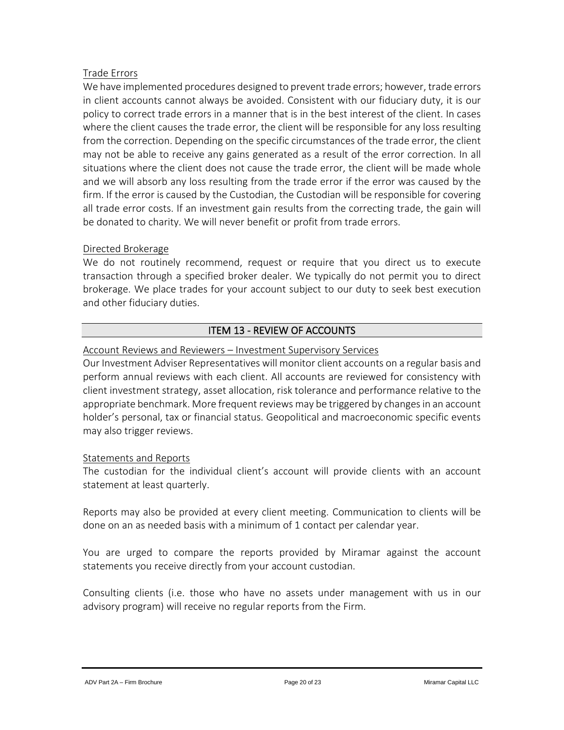### Trade Errors

We have implemented procedures designed to prevent trade errors; however, trade errors in client accounts cannot always be avoided. Consistent with our fiduciary duty, it is our policy to correct trade errors in a manner that is in the best interest of the client. In cases where the client causes the trade error, the client will be responsible for any loss resulting from the correction. Depending on the specific circumstances of the trade error, the client may not be able to receive any gains generated as a result of the error correction. In all situations where the client does not cause the trade error, the client will be made whole and we will absorb any loss resulting from the trade error if the error was caused by the firm. If the error is caused by the Custodian, the Custodian will be responsible for covering all trade error costs. If an investment gain results from the correcting trade, the gain will be donated to charity. We will never benefit or profit from trade errors.

### Directed Brokerage

We do not routinely recommend, request or require that you direct us to execute transaction through a specified broker dealer. We typically do not permit you to direct brokerage. We place trades for your account subject to our duty to seek best execution and other fiduciary duties.

## ITEM 13 - REVIEW OF ACCOUNTS

### Account Reviews and Reviewers – Investment Supervisory Services

Our Investment Adviser Representatives will monitor client accounts on a regular basis and perform annual reviews with each client. All accounts are reviewed for consistency with client investment strategy, asset allocation, risk tolerance and performance relative to the appropriate benchmark. More frequent reviews may be triggered by changes in an account holder's personal, tax or financial status. Geopolitical and macroeconomic specific events may also trigger reviews.

### Statements and Reports

The custodian for the individual client's account will provide clients with an account statement at least quarterly.

Reports may also be provided at every client meeting. Communication to clients will be done on an as needed basis with a minimum of 1 contact per calendar year.

You are urged to compare the reports provided by Miramar against the account statements you receive directly from your account custodian.

Consulting clients (i.e. those who have no assets under management with us in our advisory program) will receive no regular reports from the Firm.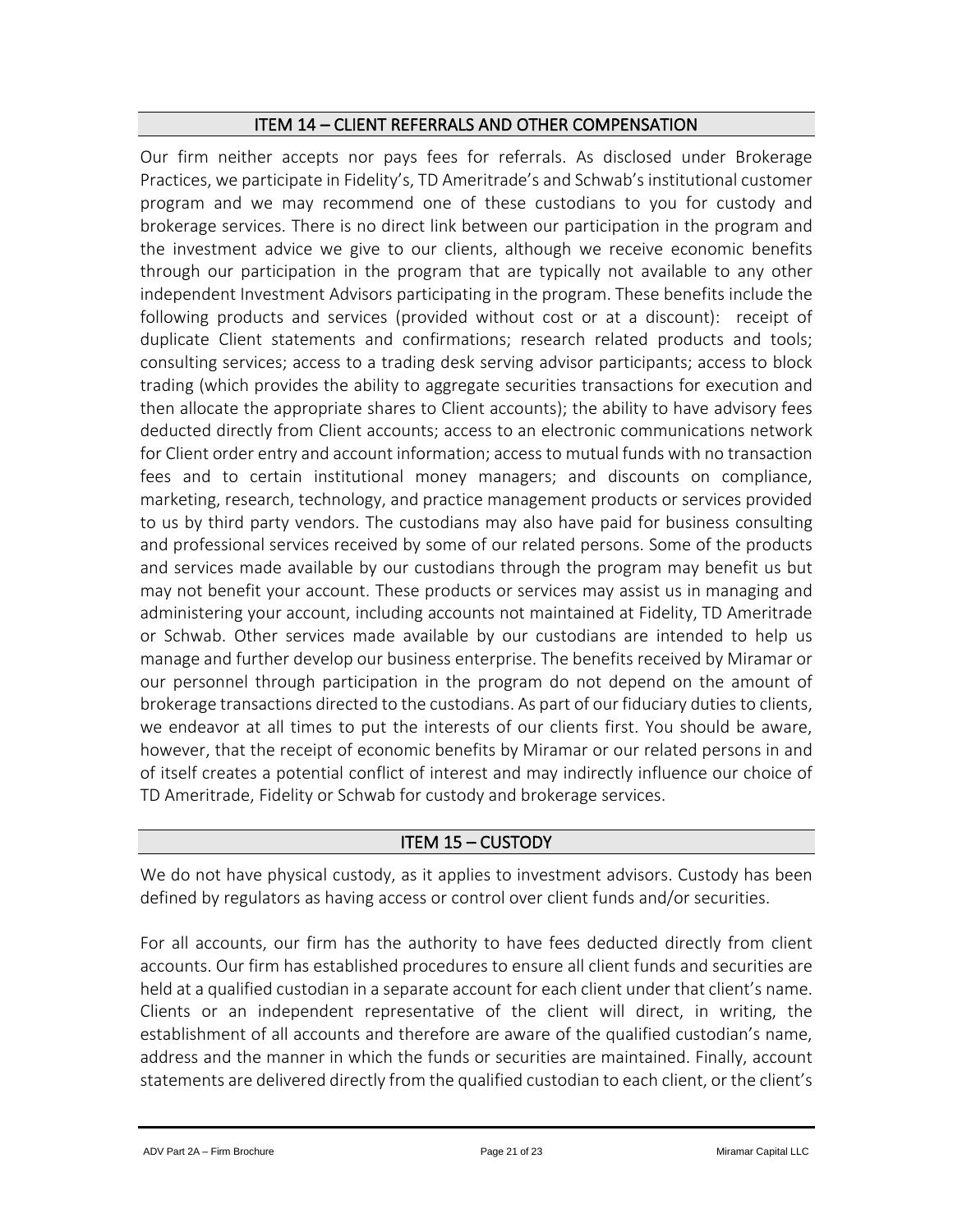## ITEM 14 – CLIENT REFERRALS AND OTHER COMPENSATION

Our firm neither accepts nor pays fees for referrals. As disclosed under Brokerage Practices, we participate in Fidelity's, TD Ameritrade's and Schwab's institutional customer program and we may recommend one of these custodians to you for custody and brokerage services. There is no direct link between our participation in the program and the investment advice we give to our clients, although we receive economic benefits through our participation in the program that are typically not available to any other independent Investment Advisors participating in the program. These benefits include the following products and services (provided without cost or at a discount): receipt of duplicate Client statements and confirmations; research related products and tools; consulting services; access to a trading desk serving advisor participants; access to block trading (which provides the ability to aggregate securities transactions for execution and then allocate the appropriate shares to Client accounts); the ability to have advisory fees deducted directly from Client accounts; access to an electronic communications network for Client order entry and account information; access to mutual funds with no transaction fees and to certain institutional money managers; and discounts on compliance, marketing, research, technology, and practice management products or services provided to us by third party vendors. The custodians may also have paid for business consulting and professional services received by some of our related persons. Some of the products and services made available by our custodians through the program may benefit us but may not benefit your account. These products or services may assist us in managing and administering your account, including accounts not maintained at Fidelity, TD Ameritrade or Schwab. Other services made available by our custodians are intended to help us manage and further develop our business enterprise. The benefits received by Miramar or our personnel through participation in the program do not depend on the amount of brokerage transactions directed to the custodians. As part of our fiduciary duties to clients, we endeavor at all times to put the interests of our clients first. You should be aware, however, that the receipt of economic benefits by Miramar or our related persons in and of itself creates a potential conflict of interest and may indirectly influence our choice of TD Ameritrade, Fidelity or Schwab for custody and brokerage services.

## ITEM 15 – CUSTODY

We do not have physical custody, as it applies to investment advisors. Custody has been defined by regulators as having access or control over client funds and/or securities.

For all accounts, our firm has the authority to have fees deducted directly from client accounts. Our firm has established procedures to ensure all client funds and securities are held at a qualified custodian in a separate account for each client under that client's name. Clients or an independent representative of the client will direct, in writing, the establishment of all accounts and therefore are aware of the qualified custodian's name, address and the manner in which the funds or securities are maintained. Finally, account statements are delivered directly from the qualified custodian to each client, or the client's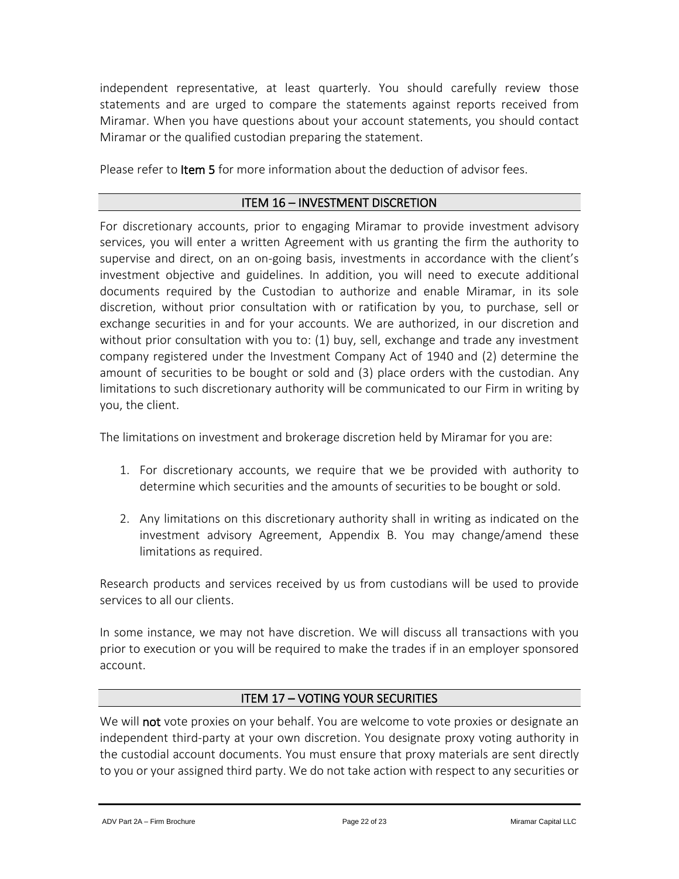independent representative, at least quarterly. You should carefully review those statements and are urged to compare the statements against reports received from Miramar. When you have questions about your account statements, you should contact Miramar or the qualified custodian preparing the statement.

Please refer to **Item 5** for more information about the deduction of advisor fees.

## ITEM 16 – INVESTMENT DISCRETION

For discretionary accounts, prior to engaging Miramar to provide investment advisory services, you will enter a written Agreement with us granting the firm the authority to supervise and direct, on an on-going basis, investments in accordance with the client's investment objective and guidelines. In addition, you will need to execute additional documents required by the Custodian to authorize and enable Miramar, in its sole discretion, without prior consultation with or ratification by you, to purchase, sell or exchange securities in and for your accounts. We are authorized, in our discretion and without prior consultation with you to: (1) buy, sell, exchange and trade any investment company registered under the Investment Company Act of 1940 and (2) determine the amount of securities to be bought or sold and (3) place orders with the custodian. Any limitations to such discretionary authority will be communicated to our Firm in writing by you, the client.

The limitations on investment and brokerage discretion held by Miramar for you are:

1. For discretionary accounts, we require that we be provided with authority to determine which securities and the amounts of securities to be bought or sold.

2. Any limitations on this discretionary authority shall in writing as indicated on the investment advisory Agreement, Appendix B. You may change/amend these limitations as required.

Research products and services received by us from custodians will be used to provide services to all our clients.

In some instance, we may not have discretion. We will discuss all transactions with you prior to execution or you will be required to make the trades if in an employer sponsored account.

## ITEM 17 – VOTING YOUR SECURITIES

We will **not** vote proxies on your behalf. You are welcome to vote proxies or designate an independent third-party at your own discretion. You designate proxy voting authority in the custodial account documents. You must ensure that proxy materials are sent directly to you or your assigned third party. We do not take action with respect to any securities or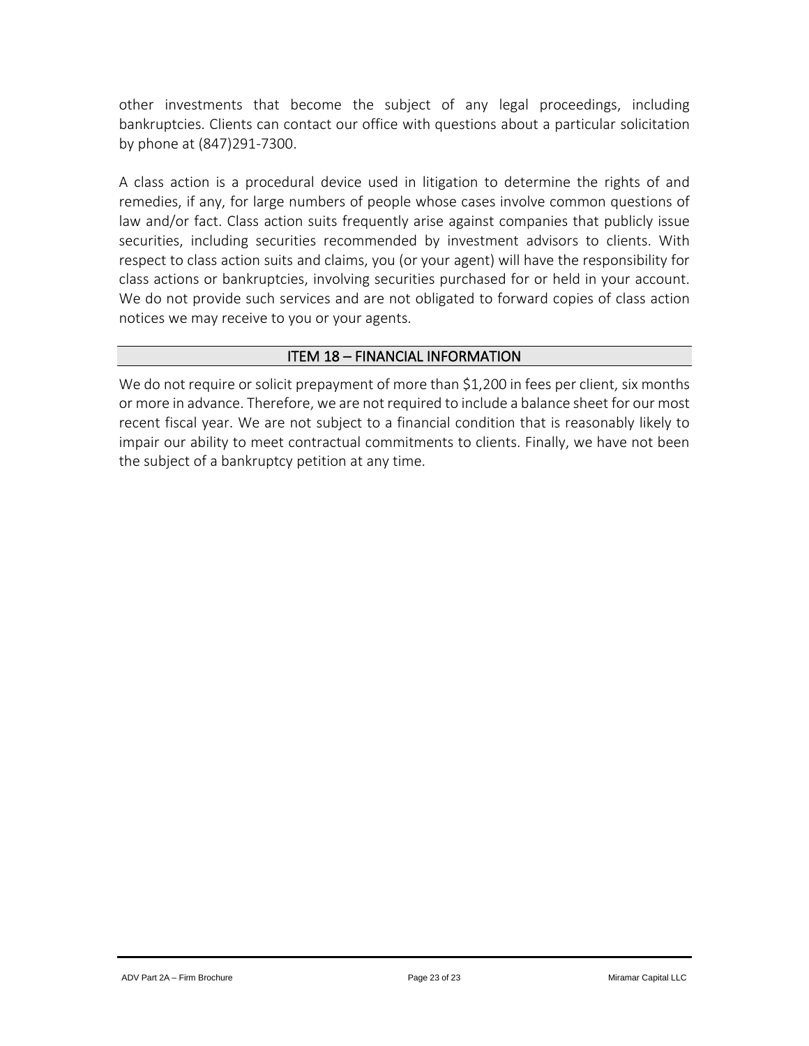other investments that become the subject of any legal proceedings, including bankruptcies. Clients can contact our office with questions about a particular solicitation by phone at (847)291-7300.

A class action is a procedural device used in litigation to determine the rights of and remedies, if any, for large numbers of people whose cases involve common questions of law and/or fact. Class action suits frequently arise against companies that publicly issue securities, including securities recommended by investment advisors to clients. With respect to class action suits and claims, you (or your agent) will have the responsibility for class actions or bankruptcies, involving securities purchased for or held in your account. We do not provide such services and are not obligated to forward copies of class action notices we may receive to you or your agents.

## ITEM 18 – FINANCIAL INFORMATION

We do not require or solicit prepayment of more than $1,200 in fees per client, six months or more in advance. Therefore, we are not required to include a balance sheet for our most recent fiscal year. We are not subject to a financial condition that is reasonably likely to impair our ability to meet contractual commitments to clients. Finally, we have not been the subject of a bankruptcy petition at any time.